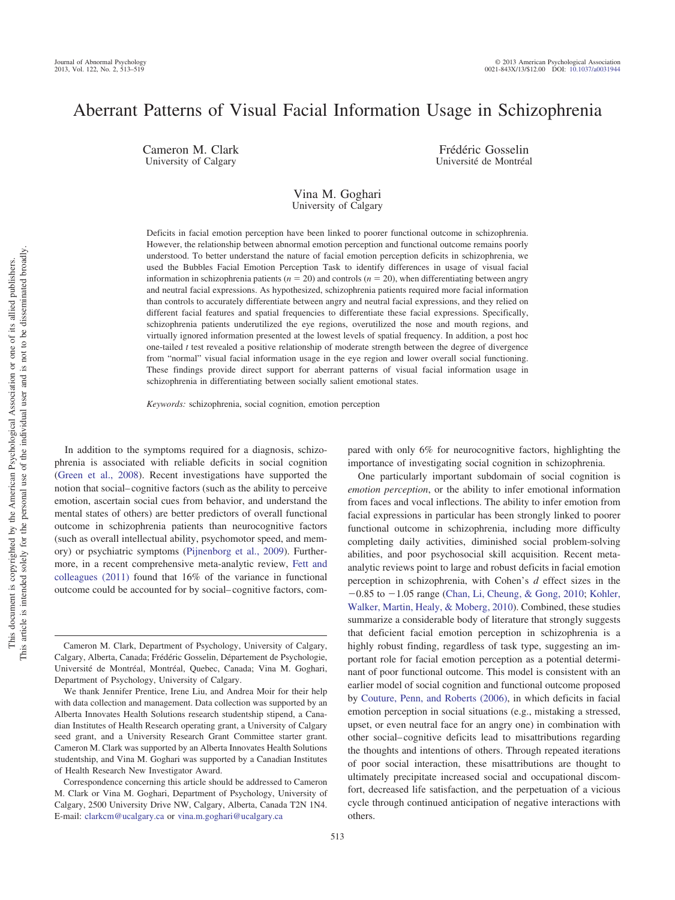# Aberrant Patterns of Visual Facial Information Usage in Schizophrenia

Cameron M. Clark
University of Calgary

Frédéric Gosselin
Université de Montréal

Vina M. Goghari
University of Calgary

Deficits in facial emotion perception have been linked to poorer functional outcome in schizophrenia. However, the relationship between abnormal emotion perception and functional outcome remains poorly understood. To better understand the nature of facial emotion perception deficits in schizophrenia, we used the Bubbles Facial Emotion Perception Task to identify differences in usage of visual facial information in schizophrenia patients ($n = 20$) and controls ($n = 20$), when differentiating between angry and neutral facial expressions. As hypothesized, schizophrenia patients required more facial information than controls to accurately differentiate between angry and neutral facial expressions, and they relied on different facial features and spatial frequencies to differentiate these facial expressions. Specifically, schizophrenia patients underutilized the eye regions, overutilized the nose and mouth regions, and virtually ignored information presented at the lowest levels of spatial frequency. In addition, a post hoc one-tailed $t$ test revealed a positive relationship of moderate strength between the degree of divergence from "normal" visual facial information usage in the eye region and lower overall social functioning. These findings provide direct support for aberrant patterns of visual facial information usage in schizophrenia in differentiating between socially salient emotional states.

*Keywords:* schizophrenia, social cognition, emotion perception

In addition to the symptoms required for a diagnosis, schizophrenia is associated with reliable deficits in social cognition (Green et al., 2008). Recent investigations have supported the notion that social–cognitive factors (such as the ability to perceive emotion, ascertain social cues from behavior, and understand the mental states of others) are better predictors of overall functional outcome in schizophrenia patients than neurocognitive factors (such as overall intellectual ability, psychomotor speed, and memory) or psychiatric symptoms (Pijnenborg et al., 2009). Furthermore, in a recent comprehensive meta-analytic review, Fett and colleagues (2011) found that 16% of the variance in functional outcome could be accounted for by social–cognitive factors, compared with only 6% for neurocognitive factors, highlighting the importance of investigating social cognition in schizophrenia.

One particularly important subdomain of social cognition is *emotion perception*, or the ability to infer emotional information from faces and vocal inflections. The ability to infer emotion from facial expressions in particular has been strongly linked to poorer functional outcome in schizophrenia, including more difficulty completing daily activities, diminished social problem-solving abilities, and poor psychosocial skill acquisition. Recent meta-analytic reviews point to large and robust deficits in facial emotion perception in schizophrenia, with Cohen's $d$ effect sizes in the $-0.85$ to $-1.05$ range (Chan, Li, Cheung, & Gong, 2010; Kohler, Walker, Martin, Healy, & Moberg, 2010). Combined, these studies summarize a considerable body of literature that strongly suggests that deficient facial emotion perception in schizophrenia is a highly robust finding, regardless of task type, suggesting an important role for facial emotion perception as a potential determinant of poor functional outcome. This model is consistent with an earlier model of social cognition and functional outcome proposed by Couture, Penn, and Roberts (2006), in which deficits in facial emotion perception in social situations (e.g., mistaking a stressed, upset, or even neutral face for an angry one) in combination with other social–cognitive deficits lead to misattributions regarding the thoughts and intentions of others. Through repeated iterations of poor social interaction, these misattributions are thought to ultimately precipitate increased social and occupational discomfort, decreased life satisfaction, and the perpetuation of a vicious cycle through continued anticipation of negative interactions with others.

Cameron M. Clark, Department of Psychology, University of Calgary, Calgary, Alberta, Canada; Frédéric Gosselin, Département de Psychologie, Université de Montréal, Montréal, Quebec, Canada; Vina M. Goghari, Department of Psychology, University of Calgary.

We thank Jennifer Prentice, Irene Liu, and Andrea Moir for their help with data collection and management. Data collection was supported by an Alberta Innovates Health Solutions research studentship stipend, a Canadian Institutes of Health Research operating grant, a University of Calgary seed grant, and a University Research Grant Committee starter grant. Cameron M. Clark was supported by an Alberta Innovates Health Solutions studentship, and Vina M. Goghari was supported by a Canadian Institutes of Health Research New Investigator Award.

Correspondence concerning this article should be addressed to Cameron M. Clark or Vina M. Goghari, Department of Psychology, University of Calgary, 2500 University Drive NW, Calgary, Alberta, Canada T2N 1N4. E-mail: clarkcm@ucalgary.ca or vina.m.goghari@ucalgary.ca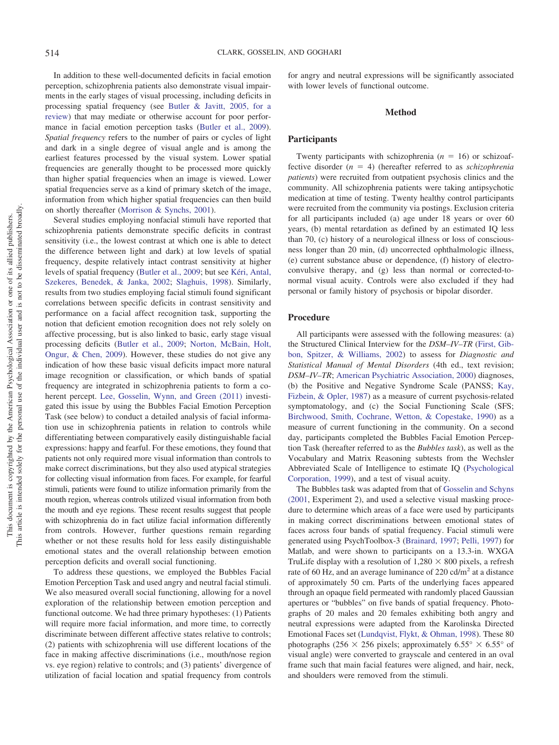In addition to these well-documented deficits in facial emotion perception, schizophrenia patients also demonstrate visual impairments in the early stages of visual processing, including deficits in processing spatial frequency (see Butler & Javitt, 2005, for a review) that may mediate or otherwise account for poor performance in facial emotion perception tasks (Butler et al., 2009). *Spatial frequency* refers to the number of pairs or cycles of light and dark in a single degree of visual angle and is among the earliest features processed by the visual system. Lower spatial frequencies are generally thought to be processed more quickly than higher spatial frequencies when an image is viewed. Lower spatial frequencies serve as a kind of primary sketch of the image, information from which higher spatial frequencies can then build on shortly thereafter (Morrison & Synchs, 2001).

Several studies employing nonfacial stimuli have reported that schizophrenia patients demonstrate specific deficits in contrast sensitivity (i.e., the lowest contrast at which one is able to detect the difference between light and dark) at low levels of spatial frequency, despite relatively intact contrast sensitivity at higher levels of spatial frequency (Butler et al., 2009; but see Kéri, Antal, Szekeres, Benedek, & Janka, 2002; Slaghuis, 1998). Similarly, results from two studies employing facial stimuli found significant correlations between specific deficits in contrast sensitivity and performance on a facial affect recognition task, supporting the notion that deficient emotion recognition does not rely solely on affective processing, but is also linked to basic, early stage visual processing deficits (Butler et al., 2009; Norton, McBain, Holt, Ongur, & Chen, 2009). However, these studies do not give any indication of how these basic visual deficits impact more natural image recognition or classification, or which bands of spatial frequency are integrated in schizophrenia patients to form a coherent percept. Lee, Gosselin, Wynn, and Green (2011) investigated this issue by using the Bubbles Facial Emotion Perception Task (see below) to conduct a detailed analysis of facial information use in schizophrenia patients in relation to controls while differentiating between comparatively easily distinguishable facial expressions: happy and fearful. For these emotions, they found that patients not only required more visual information than controls to make correct discriminations, but they also used atypical strategies for collecting visual information from faces. For example, for fearful stimuli, patients were found to utilize information primarily from the mouth region, whereas controls utilized visual information from both the mouth and eye regions. These recent results suggest that people with schizophrenia do in fact utilize facial information differently from controls. However, further questions remain regarding whether or not these results hold for less easily distinguishable emotional states and the overall relationship between emotion perception deficits and overall social functioning.

To address these questions, we employed the Bubbles Facial Emotion Perception Task and used angry and neutral facial stimuli. We also measured overall social functioning, allowing for a novel exploration of the relationship between emotion perception and functional outcome. We had three primary hypotheses: (1) Patients will require more facial information, and more time, to correctly discriminate between different affective states relative to controls; (2) patients with schizophrenia will use different locations of the face in making affective discriminations (i.e., mouth/nose region vs. eye region) relative to controls; and (3) patients' divergence of utilization of facial location and spatial frequency from controls for angry and neutral expressions will be significantly associated with lower levels of functional outcome.

## Method

### Participants

Twenty participants with schizophrenia ($n = 16$) or schizoaffective disorder ($n = 4$) (hereafter referred to as *schizophrenia patients*) were recruited from outpatient psychosis clinics and the community. All schizophrenia patients were taking antipsychotic medication at time of testing. Twenty healthy control participants were recruited from the community via postings. Exclusion criteria for all participants included (a) age under 18 years or over 60 years, (b) mental retardation as defined by an estimated IQ less than 70, (c) history of a neurological illness or loss of consciousness longer than 20 min, (d) uncorrected ophthalmologic illness, (e) current substance abuse or dependence, (f) history of electroconvulsive therapy, and (g) less than normal or corrected-to-normal visual acuity. Controls were also excluded if they had personal or family history of psychosis or bipolar disorder.

### Procedure

All participants were assessed with the following measures: (a) the Structured Clinical Interview for the *DSM–IV–TR* (First, Gibbon, Spitzer, & Williams, 2002) to assess for *Diagnostic and Statistical Manual of Mental Disorders* (4th ed., text revision; *DSM–IV–TR*; American Psychiatric Association, 2000) diagnoses, (b) the Positive and Negative Syndrome Scale (PANSS; Kay, Fizbein, & Opler, 1987) as a measure of current psychosis-related symptomatology, and (c) the Social Functioning Scale (SFS; Birchwood, Smith, Cochrane, Wetton, & Copestake, 1990) as a measure of current functioning in the community. On a second day, participants completed the Bubbles Facial Emotion Perception Task (hereafter referred to as the *Bubbles task*), as well as the Vocabulary and Matrix Reasoning subtests from the Wechsler Abbreviated Scale of Intelligence to estimate IQ (Psychological Corporation, 1999), and a test of visual acuity.

The Bubbles task was adapted from that of Gosselin and Schyns (2001, Experiment 2), and used a selective visual masking procedure to determine which areas of a face were used by participants in making correct discriminations between emotional states of faces across four bands of spatial frequency. Facial stimuli were generated using PsychToolbox-3 (Brainard, 1997; Pelli, 1997) for Matlab, and were shown to participants on a 13.3-in. WXGA TruLife display with a resolution of $1{,}280 \times 800$ pixels, a refresh rate of 60 Hz, and an average luminance of 220 cd/m$^2$ at a distance of approximately 50 cm. Parts of the underlying faces appeared through an opaque field permeated with randomly placed Gaussian apertures or "bubbles" on five bands of spatial frequency. Photographs of 20 males and 20 females exhibiting both angry and neutral expressions were adapted from the Karolinska Directed Emotional Faces set (Lundqvist, Flykt, & Ohman, 1998). These 80 photographs ($256 \times 256$ pixels; approximately $6.55° \times 6.55°$ of visual angle) were converted to grayscale and centered in an oval frame such that main facial features were aligned, and hair, neck, and shoulders were removed from the stimuli.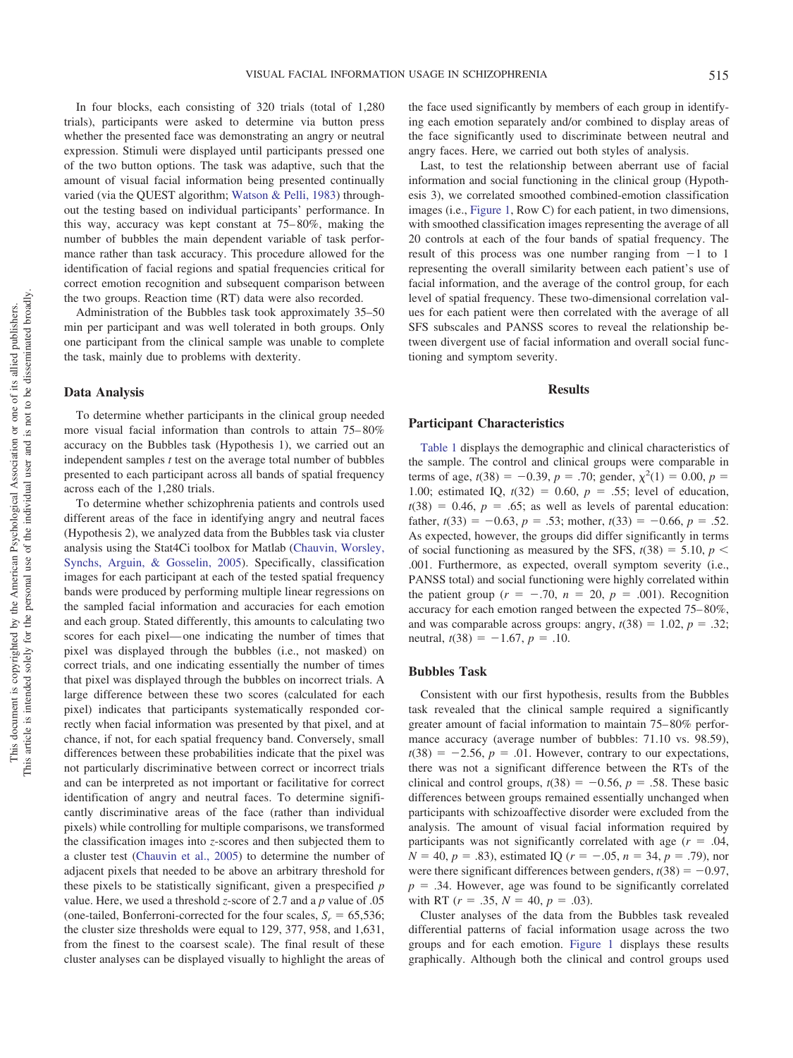In four blocks, each consisting of 320 trials (total of 1,280 trials), participants were asked to determine via button press whether the presented face was demonstrating an angry or neutral expression. Stimuli were displayed until participants pressed one of the two button options. The task was adaptive, such that the amount of visual facial information being presented continually varied (via the QUEST algorithm; Watson & Pelli, 1983) throughout the testing based on individual participants' performance. In this way, accuracy was kept constant at 75–80%, making the number of bubbles the main dependent variable of task performance rather than task accuracy. This procedure allowed for the identification of facial regions and spatial frequencies critical for correct emotion recognition and subsequent comparison between the two groups. Reaction time (RT) data were also recorded.

Administration of the Bubbles task took approximately 35–50 min per participant and was well tolerated in both groups. Only one participant from the clinical sample was unable to complete the task, mainly due to problems with dexterity.

## Data Analysis

To determine whether participants in the clinical group needed more visual facial information than controls to attain 75–80% accuracy on the Bubbles task (Hypothesis 1), we carried out an independent samples *t* test on the average total number of bubbles presented to each participant across all bands of spatial frequency across each of the 1,280 trials.

To determine whether schizophrenia patients and controls used different areas of the face in identifying angry and neutral faces (Hypothesis 2), we analyzed data from the Bubbles task via cluster analysis using the Stat4Ci toolbox for Matlab (Chauvin, Worsley, Synchs, Arguin, & Gosselin, 2005). Specifically, classification images for each participant at each of the tested spatial frequency bands were produced by performing multiple linear regressions on the sampled facial information and accuracies for each emotion and each group. Stated differently, this amounts to calculating two scores for each pixel—one indicating the number of times that pixel was displayed through the bubbles (i.e., not masked) on correct trials, and one indicating essentially the number of times that pixel was displayed through the bubbles on incorrect trials. A large difference between these two scores (calculated for each pixel) indicates that participants systematically responded correctly when facial information was presented by that pixel, and at chance, if not, for each spatial frequency band. Conversely, small differences between these probabilities indicate that the pixel was not particularly discriminative between correct or incorrect trials and can be interpreted as not important or facilitative for correct identification of angry and neutral faces. To determine significantly discriminative areas of the face (rather than individual pixels) while controlling for multiple comparisons, we transformed the classification images into *z*-scores and then subjected them to a cluster test (Chauvin et al., 2005) to determine the number of adjacent pixels that needed to be above an arbitrary threshold for these pixels to be statistically significant, given a prespecified *p* value. Here, we used a threshold *z*-score of 2.7 and a *p* value of .05 (one-tailed, Bonferroni-corrected for the four scales, $S_r = 65{,}536$; the cluster size thresholds were equal to 129, 377, 958, and 1,631, from the finest to the coarsest scale). The final result of these cluster analyses can be displayed visually to highlight the areas of the face used significantly by members of each group in identifying each emotion separately and/or combined to display areas of the face significantly used to discriminate between neutral and angry faces. Here, we carried out both styles of analysis.

Last, to test the relationship between aberrant use of facial information and social functioning in the clinical group (Hypothesis 3), we correlated smoothed combined-emotion classification images (i.e., Figure 1, Row C) for each patient, in two dimensions, with smoothed classification images representing the average of all 20 controls at each of the four bands of spatial frequency. The result of this process was one number ranging from −1 to 1 representing the overall similarity between each patient's use of facial information, and the average of the control group, for each level of spatial frequency. These two-dimensional correlation values for each patient were then correlated with the average of all SFS subscales and PANSS scores to reveal the relationship between divergent use of facial information and overall social functioning and symptom severity.

# Results

## Participant Characteristics

Table 1 displays the demographic and clinical characteristics of the sample. The control and clinical groups were comparable in terms of age, $t(38) = -0.39$, $p = .70$; gender, $\chi^2(1) = 0.00$, $p = 1.00$; estimated IQ, $t(32) = 0.60$, $p = .55$; level of education, $t(38) = 0.46$, $p = .65$; as well as levels of parental education: father, $t(33) = -0.63$, $p = .53$; mother, $t(33) = -0.66$, $p = .52$. As expected, however, the groups did differ significantly in terms of social functioning as measured by the SFS, $t(38) = 5.10$, $p < .001$. Furthermore, as expected, overall symptom severity (i.e., PANSS total) and social functioning were highly correlated within the patient group ($r = -.70$, $n = 20$, $p = .001$). Recognition accuracy for each emotion ranged between the expected 75–80%, and was comparable across groups: angry, $t(38) = 1.02$, $p = .32$; neutral, $t(38) = -1.67$, $p = .10$.

## Bubbles Task

Consistent with our first hypothesis, results from the Bubbles task revealed that the clinical sample required a significantly greater amount of facial information to maintain 75–80% performance accuracy (average number of bubbles: 71.10 vs. 98.59), $t(38) = -2.56$, $p = .01$. However, contrary to our expectations, there was not a significant difference between the RTs of the clinical and control groups, $t(38) = -0.56$, $p = .58$. These basic differences between groups remained essentially unchanged when participants with schizoaffective disorder were excluded from the analysis. The amount of visual facial information required by participants was not significantly correlated with age ($r = .04$, $N = 40$, $p = .83$), estimated IQ ($r = -.05$, $n = 34$, $p = .79$), nor were there significant differences between genders, $t(38) = -0.97$, $p = .34$. However, age was found to be significantly correlated with RT ($r = .35$, $N = 40$, $p = .03$).

Cluster analyses of the data from the Bubbles task revealed differential patterns of facial information usage across the two groups and for each emotion. Figure 1 displays these results graphically. Although both the clinical and control groups used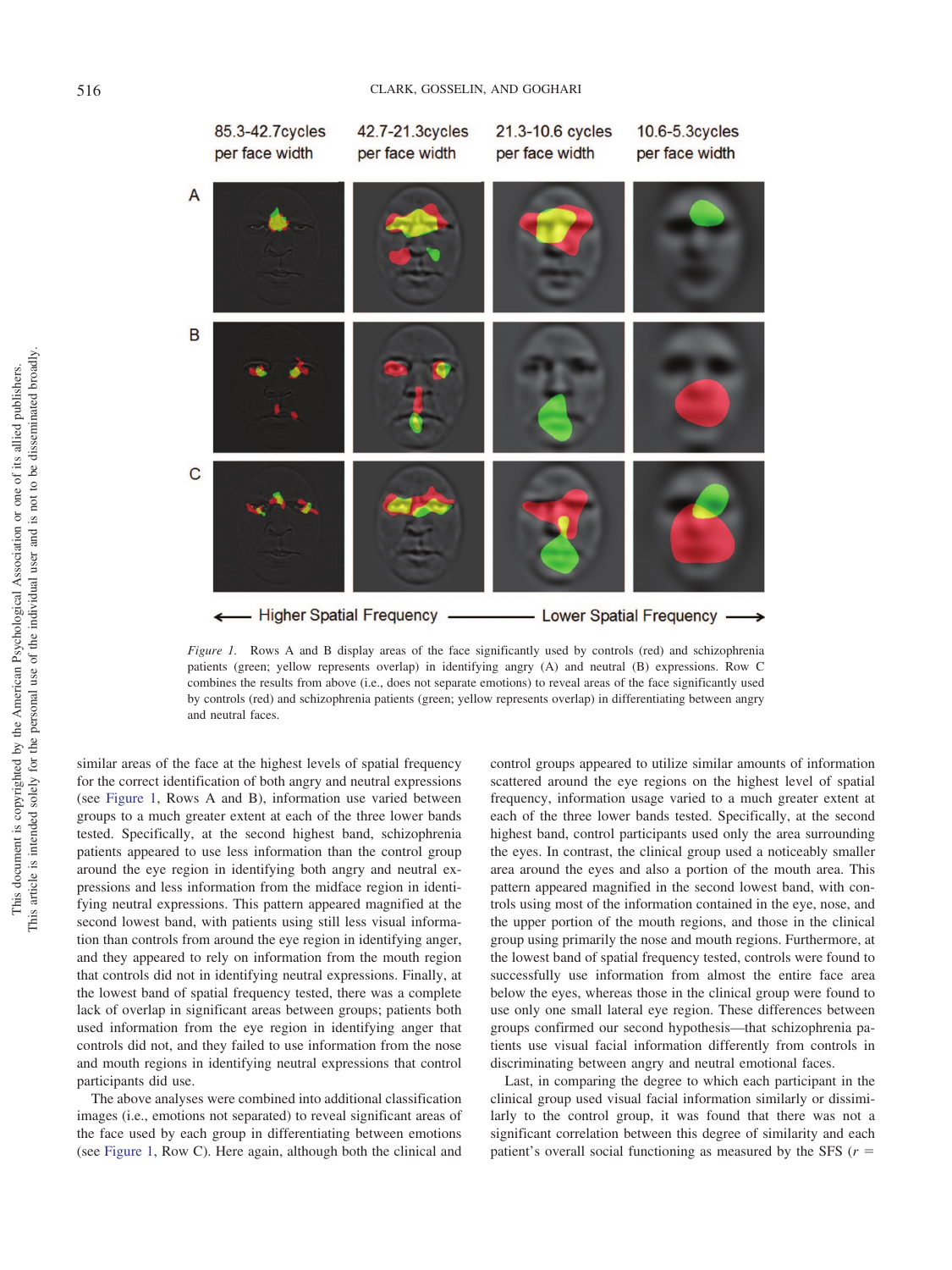85.3-42.7cycles per face width

42.7-21.3cycles per face width

21.3-10.6 cycles per face width

10.6-5.3cycles per face width

A

B

C

Higher Spatial Frequency

Lower Spatial Frequency

*Figure 1.* Rows A and B display areas of the face significantly used by controls (red) and schizophrenia patients (green; yellow represents overlap) in identifying angry (A) and neutral (B) expressions. Row C combines the results from above (i.e., does not separate emotions) to reveal areas of the face significantly used by controls (red) and schizophrenia patients (green; yellow represents overlap) in differentiating between angry and neutral faces.

similar areas of the face at the highest levels of spatial frequency for the correct identification of both angry and neutral expressions (see Figure 1, Rows A and B), information use varied between groups to a much greater extent at each of the three lower bands tested. Specifically, at the second highest band, schizophrenia patients appeared to use less information than the control group around the eye region in identifying both angry and neutral expressions and less information from the midface region in identifying neutral expressions. This pattern appeared magnified at the second lowest band, with patients using still less visual information than controls from around the eye region in identifying anger, and they appeared to rely on information from the mouth region that controls did not in identifying neutral expressions. Finally, at the lowest band of spatial frequency tested, there was a complete lack of overlap in significant areas between groups; patients both used information from the eye region in identifying anger that controls did not, and they failed to use information from the nose and mouth regions in identifying neutral expressions that control participants did use.

The above analyses were combined into additional classification images (i.e., emotions not separated) to reveal significant areas of the face used by each group in differentiating between emotions (see Figure 1, Row C). Here again, although both the clinical and control groups appeared to utilize similar amounts of information scattered around the eye regions on the highest level of spatial frequency, information usage varied to a much greater extent at each of the three lower bands tested. Specifically, at the second highest band, control participants used only the area surrounding the eyes. In contrast, the clinical group used a noticeably smaller area around the eyes and also a portion of the mouth area. This pattern appeared magnified in the second lowest band, with controls using most of the information contained in the eye, nose, and the upper portion of the mouth regions, and those in the clinical group using primarily the nose and mouth regions. Furthermore, at the lowest band of spatial frequency tested, controls were found to successfully use information from almost the entire face area below the eyes, whereas those in the clinical group were found to use only one small lateral eye region. These differences between groups confirmed our second hypothesis—that schizophrenia patients use visual facial information differently from controls in discriminating between angry and neutral emotional faces.

Last, in comparing the degree to which each participant in the clinical group used visual facial information similarly or dissimilarly to the control group, it was found that there was not a significant correlation between this degree of similarity and each patient's overall social functioning as measured by the SFS ($r$ =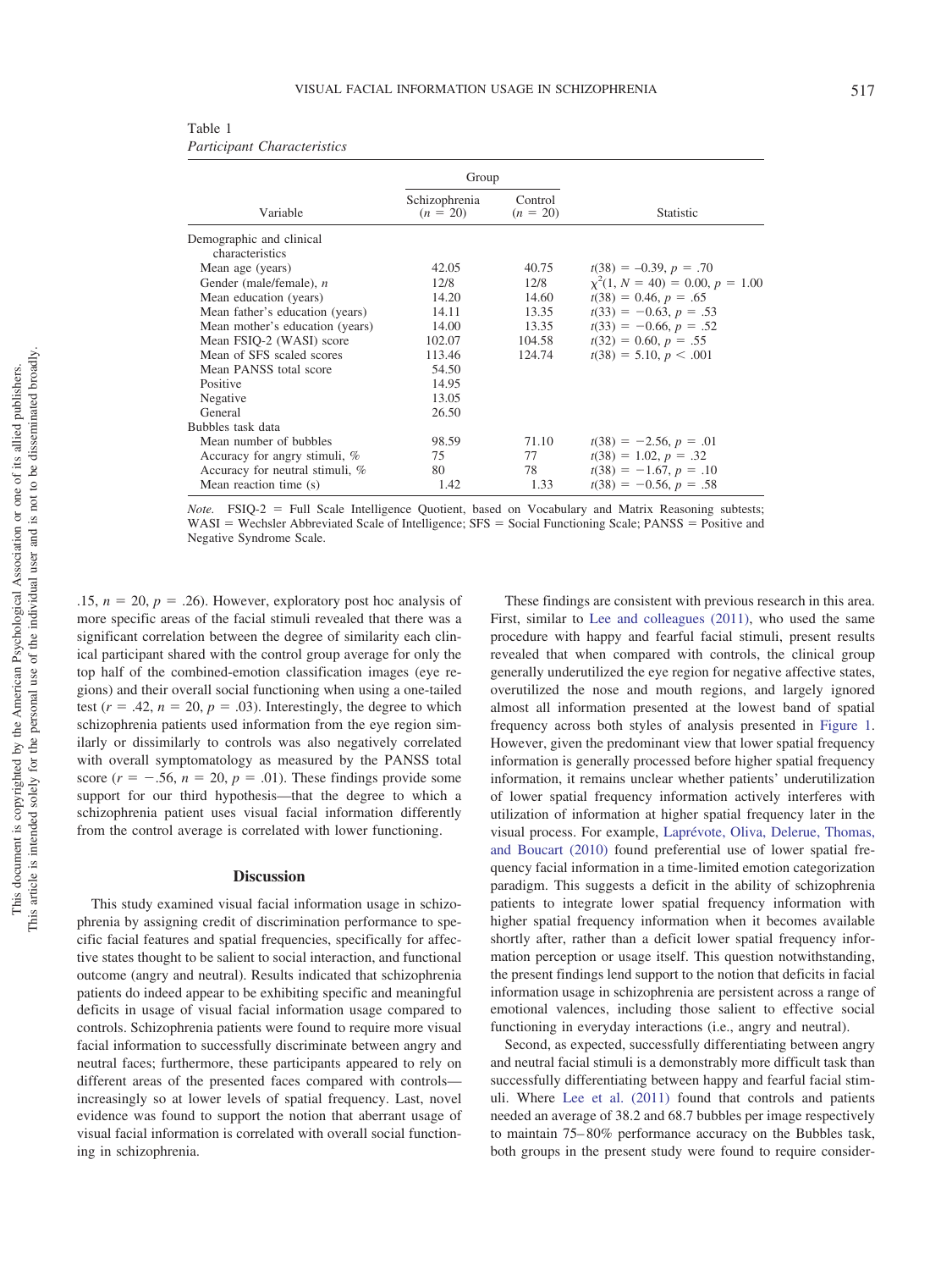Table 1
*Participant Characteristics*

| Variable | Group | | Statistic |
|---|---|---|---|
| | Schizophrenia ($n$ = 20) | Control ($n$ = 20) | |
| Demographic and clinical characteristics | | | |
| Mean age (years) | 42.05 | 40.75 | $t(38) = -0.39, p = .70$ |
| Gender (male/female), $n$ | 12/8 | 12/8 | $\chi^2(1, N = 40) = 0.00, p = 1.00$ |
| Mean education (years) | 14.20 | 14.60 | $t(38) = 0.46, p = .65$ |
| Mean father's education (years) | 14.11 | 13.35 | $t(33) = -0.63, p = .53$ |
| Mean mother's education (years) | 14.00 | 13.35 | $t(33) = -0.66, p = .52$ |
| Mean FSIQ-2 (WASI) score | 102.07 | 104.58 | $t(32) = 0.60, p = .55$ |
| Mean of SFS scaled scores | 113.46 | 124.74 | $t(38) = 5.10, p < .001$ |
| Mean PANSS total score | 54.50 | | |
| Positive | 14.95 | | |
| Negative | 13.05 | | |
| General | 26.50 | | |
| Bubbles task data | | | |
| Mean number of bubbles | 98.59 | 71.10 | $t(38) = -2.56, p = .01$ |
| Accuracy for angry stimuli, % | 75 | 77 | $t(38) = 1.02, p = .32$ |
| Accuracy for neutral stimuli, % | 80 | 78 | $t(38) = -1.67, p = .10$ |
| Mean reaction time (s) | 1.42 | 1.33 | $t(38) = -0.56, p = .58$ |

*Note.* FSIQ-2 = Full Scale Intelligence Quotient, based on Vocabulary and Matrix Reasoning subtests; WASI = Wechsler Abbreviated Scale of Intelligence; SFS = Social Functioning Scale; PANSS = Positive and Negative Syndrome Scale.

.15, $n = 20$, $p = .26$). However, exploratory post hoc analysis of more specific areas of the facial stimuli revealed that there was a significant correlation between the degree of similarity each clinical participant shared with the control group average for only the top half of the combined-emotion classification images (eye regions) and their overall social functioning when using a one-tailed test ($r = .42$, $n = 20$, $p = .03$). Interestingly, the degree to which schizophrenia patients used information from the eye region similarly or dissimilarly to controls was also negatively correlated with overall symptomatology as measured by the PANSS total score ($r = -.56$, $n = 20$, $p = .01$). These findings provide some support for our third hypothesis—that the degree to which a schizophrenia patient uses visual facial information differently from the control average is correlated with lower functioning.

## Discussion

This study examined visual facial information usage in schizophrenia by assigning credit of discrimination performance to specific facial features and spatial frequencies, specifically for affective states thought to be salient to social interaction, and functional outcome (angry and neutral). Results indicated that schizophrenia patients do indeed appear to be exhibiting specific and meaningful deficits in usage of visual facial information usage compared to controls. Schizophrenia patients were found to require more visual facial information to successfully discriminate between angry and neutral faces; furthermore, these participants appeared to rely on different areas of the presented faces compared with controls—increasingly so at lower levels of spatial frequency. Last, novel evidence was found to support the notion that aberrant usage of visual facial information is correlated with overall social functioning in schizophrenia.

These findings are consistent with previous research in this area. First, similar to Lee and colleagues (2011), who used the same procedure with happy and fearful facial stimuli, present results revealed that when compared with controls, the clinical group generally underutilized the eye region for negative affective states, overutilized the nose and mouth regions, and largely ignored almost all information presented at the lowest band of spatial frequency across both styles of analysis presented in Figure 1. However, given the predominant view that lower spatial frequency information is generally processed before higher spatial frequency information, it remains unclear whether patients' underutilization of lower spatial frequency information actively interferes with utilization of information at higher spatial frequency later in the visual process. For example, Laprévote, Oliva, Delerue, Thomas, and Boucart (2010) found preferential use of lower spatial frequency facial information in a time-limited emotion categorization paradigm. This suggests a deficit in the ability of schizophrenia patients to integrate lower spatial frequency information with higher spatial frequency information when it becomes available shortly after, rather than a deficit lower spatial frequency information perception or usage itself. This question notwithstanding, the present findings lend support to the notion that deficits in facial information usage in schizophrenia are persistent across a range of emotional valences, including those salient to effective social functioning in everyday interactions (i.e., angry and neutral).

Second, as expected, successfully differentiating between angry and neutral facial stimuli is a demonstrably more difficult task than successfully differentiating between happy and fearful facial stimuli. Where Lee et al. (2011) found that controls and patients needed an average of 38.2 and 68.7 bubbles per image respectively to maintain 75–80% performance accuracy on the Bubbles task, both groups in the present study were found to require consider-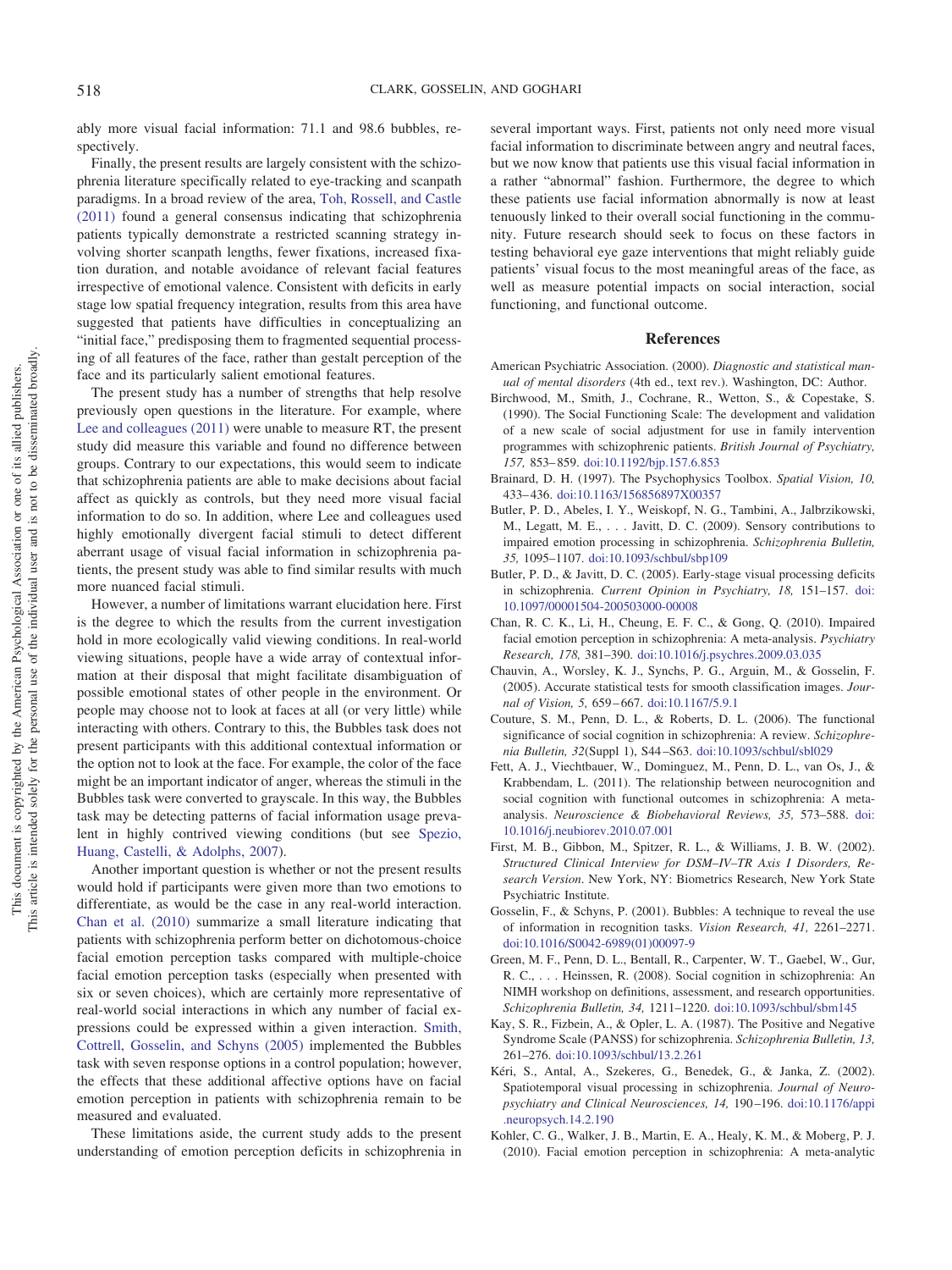ably more visual facial information: 71.1 and 98.6 bubbles, respectively.

Finally, the present results are largely consistent with the schizophrenia literature specifically related to eye-tracking and scanpath paradigms. In a broad review of the area, Toh, Rossell, and Castle (2011) found a general consensus indicating that schizophrenia patients typically demonstrate a restricted scanning strategy involving shorter scanpath lengths, fewer fixations, increased fixation duration, and notable avoidance of relevant facial features irrespective of emotional valence. Consistent with deficits in early stage low spatial frequency integration, results from this area have suggested that patients have difficulties in conceptualizing an "initial face," predisposing them to fragmented sequential processing of all features of the face, rather than gestalt perception of the face and its particularly salient emotional features.

The present study has a number of strengths that help resolve previously open questions in the literature. For example, where Lee and colleagues (2011) were unable to measure RT, the present study did measure this variable and found no difference between groups. Contrary to our expectations, this would seem to indicate that schizophrenia patients are able to make decisions about facial affect as quickly as controls, but they need more visual facial information to do so. In addition, where Lee and colleagues used highly emotionally divergent facial stimuli to detect different aberrant usage of visual facial information in schizophrenia patients, the present study was able to find similar results with much more nuanced facial stimuli.

However, a number of limitations warrant elucidation here. First is the degree to which the results from the current investigation hold in more ecologically valid viewing conditions. In real-world viewing situations, people have a wide array of contextual information at their disposal that might facilitate disambiguation of possible emotional states of other people in the environment. Or people may choose not to look at faces at all (or very little) while interacting with others. Contrary to this, the Bubbles task does not present participants with this additional contextual information or the option not to look at the face. For example, the color of the face might be an important indicator of anger, whereas the stimuli in the Bubbles task were converted to grayscale. In this way, the Bubbles task may be detecting patterns of facial information usage prevalent in highly contrived viewing conditions (but see Spezio, Huang, Castelli, & Adolphs, 2007).

Another important question is whether or not the present results would hold if participants were given more than two emotions to differentiate, as would be the case in any real-world interaction. Chan et al. (2010) summarize a small literature indicating that patients with schizophrenia perform better on dichotomous-choice facial emotion perception tasks compared with multiple-choice facial emotion perception tasks (especially when presented with six or seven choices), which are certainly more representative of real-world social interactions in which any number of facial expressions could be expressed within a given interaction. Smith, Cottrell, Gosselin, and Schyns (2005) implemented the Bubbles task with seven response options in a control population; however, the effects that these additional affective options have on facial emotion perception in patients with schizophrenia remain to be measured and evaluated.

These limitations aside, the current study adds to the present understanding of emotion perception deficits in schizophrenia in several important ways. First, patients not only need more visual facial information to discriminate between angry and neutral faces, but we now know that patients use this visual facial information in a rather "abnormal" fashion. Furthermore, the degree to which these patients use facial information abnormally is now at least tenuously linked to their overall social functioning in the community. Future research should seek to focus on these factors in testing behavioral eye gaze interventions that might reliably guide patients' visual focus to the most meaningful areas of the face, as well as measure potential impacts on social interaction, social functioning, and functional outcome.

## References

American Psychiatric Association. (2000). *Diagnostic and statistical manual of mental disorders* (4th ed., text rev.). Washington, DC: Author.

Birchwood, M., Smith, J., Cochrane, R., Wetton, S., & Copestake, S. (1990). The Social Functioning Scale: The development and validation of a new scale of social adjustment for use in family intervention programmes with schizophrenic patients. *British Journal of Psychiatry, 157,* 853–859. doi:10.1192/bjp.157.6.853

Brainard, D. H. (1997). The Psychophysics Toolbox. *Spatial Vision, 10,* 433–436. doi:10.1163/156856897X00357

Butler, P. D., Abeles, I. Y., Weiskopf, N. G., Tambini, A., Jalbrzikowski, M., Legatt, M. E., . . . Javitt, D. C. (2009). Sensory contributions to impaired emotion processing in schizophrenia. *Schizophrenia Bulletin, 35,* 1095–1107. doi:10.1093/schbul/sbp109

Butler, P. D., & Javitt, D. C. (2005). Early-stage visual processing deficits in schizophrenia. *Current Opinion in Psychiatry, 18,* 151–157. doi:10.1097/00001504-200503000-00008

Chan, R. C. K., Li, H., Cheung, E. F. C., & Gong, Q. (2010). Impaired facial emotion perception in schizophrenia: A meta-analysis. *Psychiatry Research, 178,* 381–390. doi:10.1016/j.psychres.2009.03.035

Chauvin, A., Worsley, K. J., Synchs, P. G., Arguin, M., & Gosselin, F. (2005). Accurate statistical tests for smooth classification images. *Journal of Vision, 5,* 659–667. doi:10.1167/5.9.1

Couture, S. M., Penn, D. L., & Roberts, D. L. (2006). The functional significance of social cognition in schizophrenia: A review. *Schizophrenia Bulletin, 32*(Suppl 1), S44–S63. doi:10.1093/schbul/sbl029

Fett, A. J., Viechtbauer, W., Dominguez, M., Penn, D. L., van Os, J., & Krabbendam, L. (2011). The relationship between neurocognition and social cognition with functional outcomes in schizophrenia: A meta-analysis. *Neuroscience & Biobehavioral Reviews, 35,* 573–588. doi:10.1016/j.neubiorev.2010.07.001

First, M. B., Gibbon, M., Spitzer, R. L., & Williams, J. B. W. (2002). *Structured Clinical Interview for DSM–IV–TR Axis I Disorders, Research Version*. New York, NY: Biometrics Research, New York State Psychiatric Institute.

Gosselin, F., & Schyns, P. (2001). Bubbles: A technique to reveal the use of information in recognition tasks. *Vision Research, 41,* 2261–2271. doi:10.1016/S0042-6989(01)00097-9

Green, M. F., Penn, D. L., Bentall, R., Carpenter, W. T., Gaebel, W., Gur, R. C., . . . Heinssen, R. (2008). Social cognition in schizophrenia: An NIMH workshop on definitions, assessment, and research opportunities. *Schizophrenia Bulletin, 34,* 1211–1220. doi:10.1093/schbul/sbm145

Kay, S. R., Fizbein, A., & Opler, L. A. (1987). The Positive and Negative Syndrome Scale (PANSS) for schizophrenia. *Schizophrenia Bulletin, 13,* 261–276. doi:10.1093/schbul/13.2.261

Kéri, S., Antal, A., Szekeres, G., Benedek, G., & Janka, Z. (2002). Spatiotemporal visual processing in schizophrenia. *Journal of Neuropsychiatry and Clinical Neurosciences, 14,* 190–196. doi:10.1176/appi.neuropsych.14.2.190

Kohler, C. G., Walker, J. B., Martin, E. A., Healy, K. M., & Moberg, P. J. (2010). Facial emotion perception in schizophrenia: A meta-analytic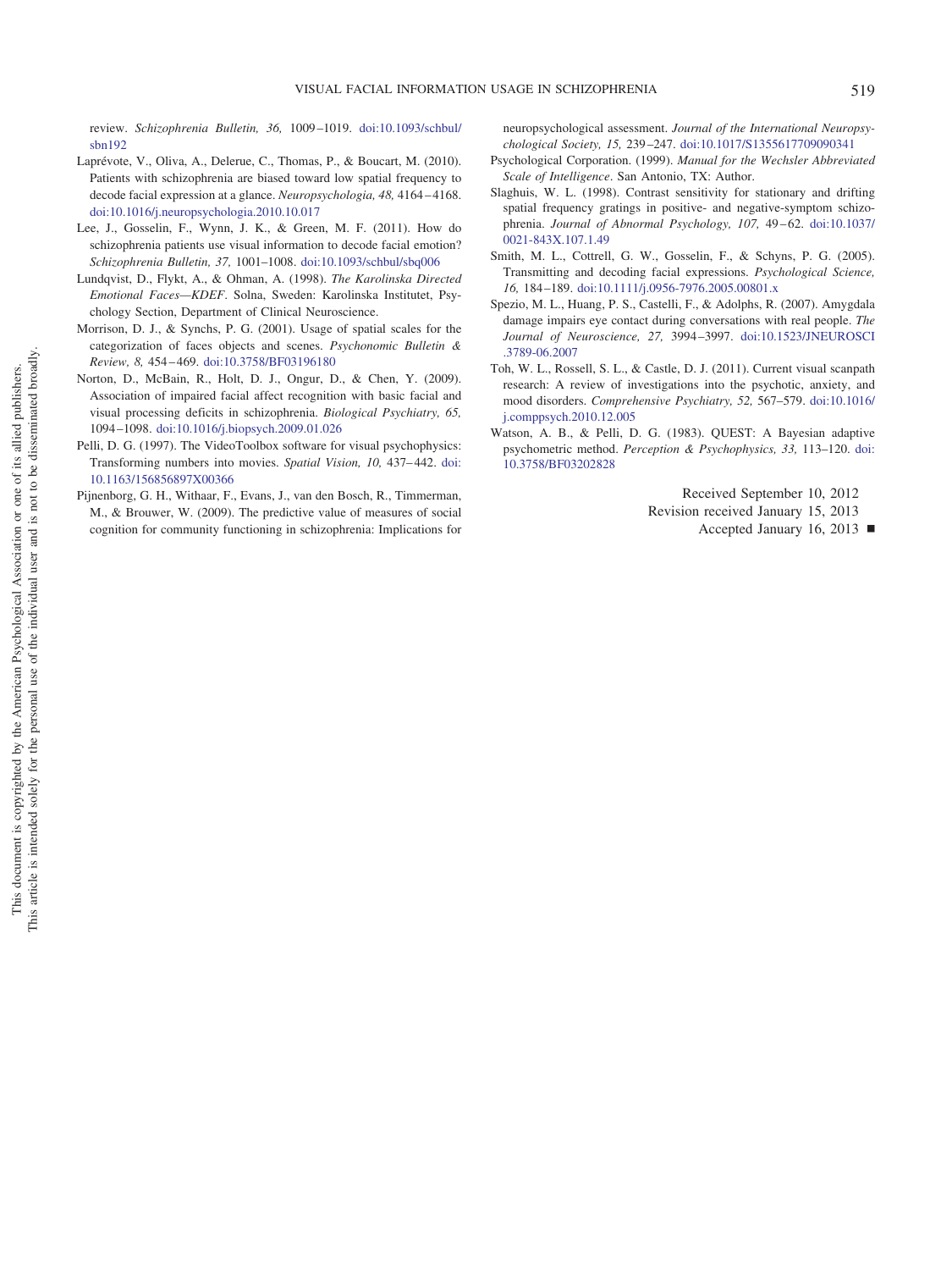review. *Schizophrenia Bulletin, 36,* 1009–1019. doi:10.1093/schbul/sbn192

Laprévote, V., Oliva, A., Delerue, C., Thomas, P., & Boucart, M. (2010). Patients with schizophrenia are biased toward low spatial frequency to decode facial expression at a glance. *Neuropsychologia, 48,* 4164–4168. doi:10.1016/j.neuropsychologia.2010.10.017

Lee, J., Gosselin, F., Wynn, J. K., & Green, M. F. (2011). How do schizophrenia patients use visual information to decode facial emotion? *Schizophrenia Bulletin, 37,* 1001–1008. doi:10.1093/schbul/sbq006

Lundqvist, D., Flykt, A., & Ohman, A. (1998). *The Karolinska Directed Emotional Faces—KDEF*. Solna, Sweden: Karolinska Institutet, Psychology Section, Department of Clinical Neuroscience.

Morrison, D. J., & Synchs, P. G. (2001). Usage of spatial scales for the categorization of faces objects and scenes. *Psychonomic Bulletin & Review, 8,* 454–469. doi:10.3758/BF03196180

Norton, D., McBain, R., Holt, D. J., Ongur, D., & Chen, Y. (2009). Association of impaired facial affect recognition with basic facial and visual processing deficits in schizophrenia. *Biological Psychiatry, 65,* 1094–1098. doi:10.1016/j.biopsych.2009.01.026

Pelli, D. G. (1997). The VideoToolbox software for visual psychophysics: Transforming numbers into movies. *Spatial Vision, 10,* 437–442. doi:10.1163/156856897X00366

Pijnenborg, G. H., Withaar, F., Evans, J., van den Bosch, R., Timmerman, M., & Brouwer, W. (2009). The predictive value of measures of social cognition for community functioning in schizophrenia: Implications for neuropsychological assessment. *Journal of the International Neuropsychological Society, 15,* 239–247. doi:10.1017/S1355617709090341

Psychological Corporation. (1999). *Manual for the Wechsler Abbreviated Scale of Intelligence*. San Antonio, TX: Author.

Slaghuis, W. L. (1998). Contrast sensitivity for stationary and drifting spatial frequency gratings in positive- and negative-symptom schizophrenia. *Journal of Abnormal Psychology, 107,* 49–62. doi:10.1037/0021-843X.107.1.49

Smith, M. L., Cottrell, G. W., Gosselin, F., & Schyns, P. G. (2005). Transmitting and decoding facial expressions. *Psychological Science, 16,* 184–189. doi:10.1111/j.0956-7976.2005.00801.x

Spezio, M. L., Huang, P. S., Castelli, F., & Adolphs, R. (2007). Amygdala damage impairs eye contact during conversations with real people. *The Journal of Neuroscience, 27,* 3994–3997. doi:10.1523/JNEUROSCI.3789-06.2007

Toh, W. L., Rossell, S. L., & Castle, D. J. (2011). Current visual scanpath research: A review of investigations into the psychotic, anxiety, and mood disorders. *Comprehensive Psychiatry, 52,* 567–579. doi:10.1016/j.comppsych.2010.12.005

Watson, A. B., & Pelli, D. G. (1983). QUEST: A Bayesian adaptive psychometric method. *Perception & Psychophysics, 33,* 113–120. doi:10.3758/BF03202828

Received September 10, 2012
Revision received January 15, 2013
Accepted January 16, 2013 ■